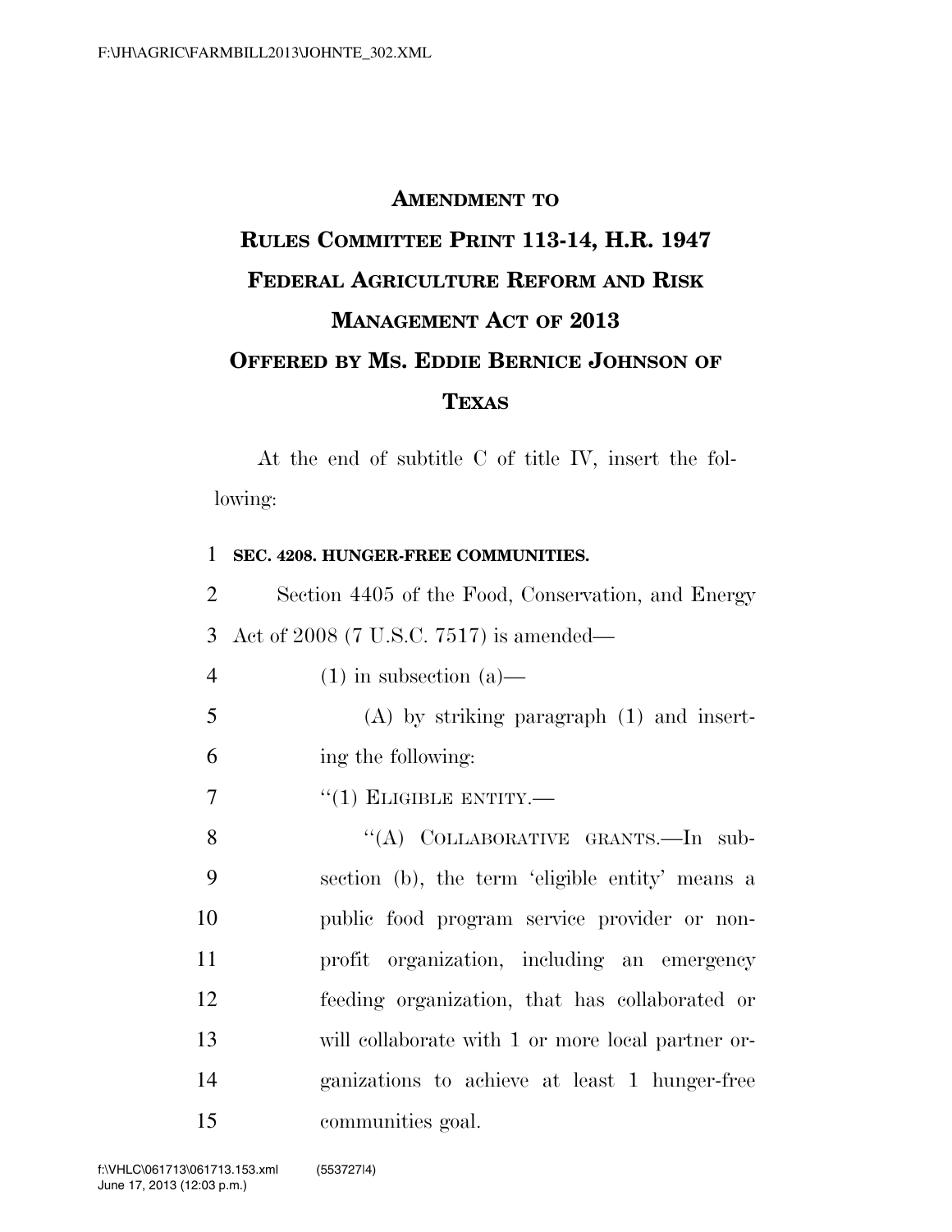# AMENDMENT TO RULES COMMITTEE PRINT 113-14, H.R. 1947 FEDERAL AGRICULTURE REFORM AND RISK MANAGEMENT ACT OF 2013 OFFERED BY MS. EDDIE BERNICE JOHNSON OF TEXAS

At the end of subtitle C of title IV, insert the following:

**SEC. 4208. HUNGER-FREE COMMUNITIES.**

Section 4405 of the Food, Conservation, and Energy Act of 2008 (7 U.S.C. 7517) is amended—

(1) in subsection (a)—

(A) by striking paragraph (1) and inserting the following:

"(1) ELIGIBLE ENTITY.—

"(A) COLLABORATIVE GRANTS.—In subsection (b), the term 'eligible entity' means a public food program service provider or nonprofit organization, including an emergency feeding organization, that has collaborated or will collaborate with 1 or more local partner organizations to achieve at least 1 hunger-free communities goal.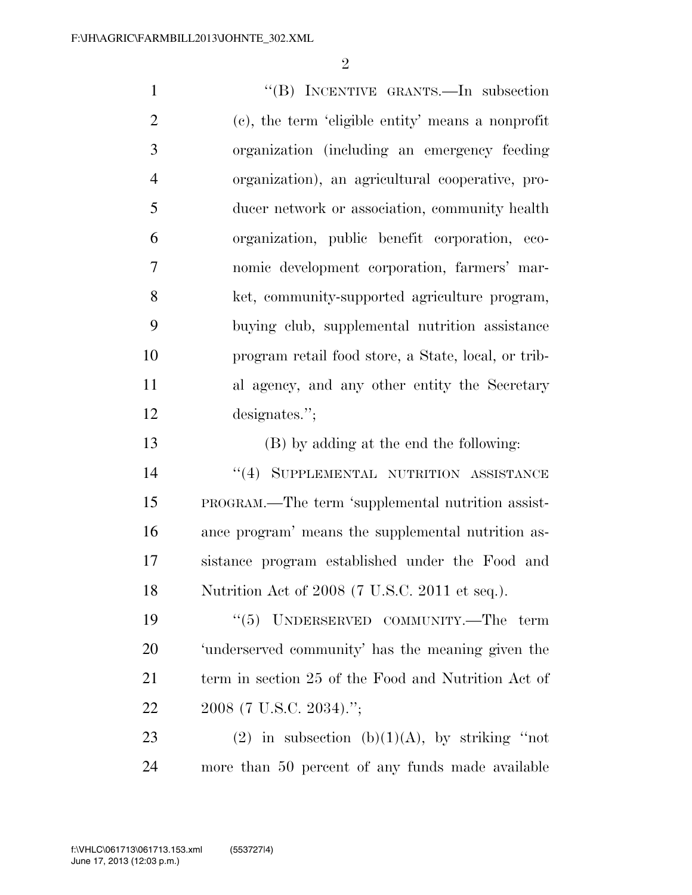"(B) INCENTIVE GRANTS.—In subsection (c), the term 'eligible entity' means a nonprofit organization (including an emergency feeding organization), an agricultural cooperative, producer network or association, community health organization, public benefit corporation, economic development corporation, farmers' market, community-supported agriculture program, buying club, supplemental nutrition assistance program retail food store, a State, local, or tribal agency, and any other entity the Secretary designates.";

(B) by adding at the end the following:

"(4) SUPPLEMENTAL NUTRITION ASSISTANCE PROGRAM.—The term 'supplemental nutrition assistance program' means the supplemental nutrition assistance program established under the Food and Nutrition Act of 2008 (7 U.S.C. 2011 et seq.).

"(5) UNDERSERVED COMMUNITY.—The term 'underserved community' has the meaning given the term in section 25 of the Food and Nutrition Act of 2008 (7 U.S.C. 2034).";

(2) in subsection (b)(1)(A), by striking "not more than 50 percent of any funds made available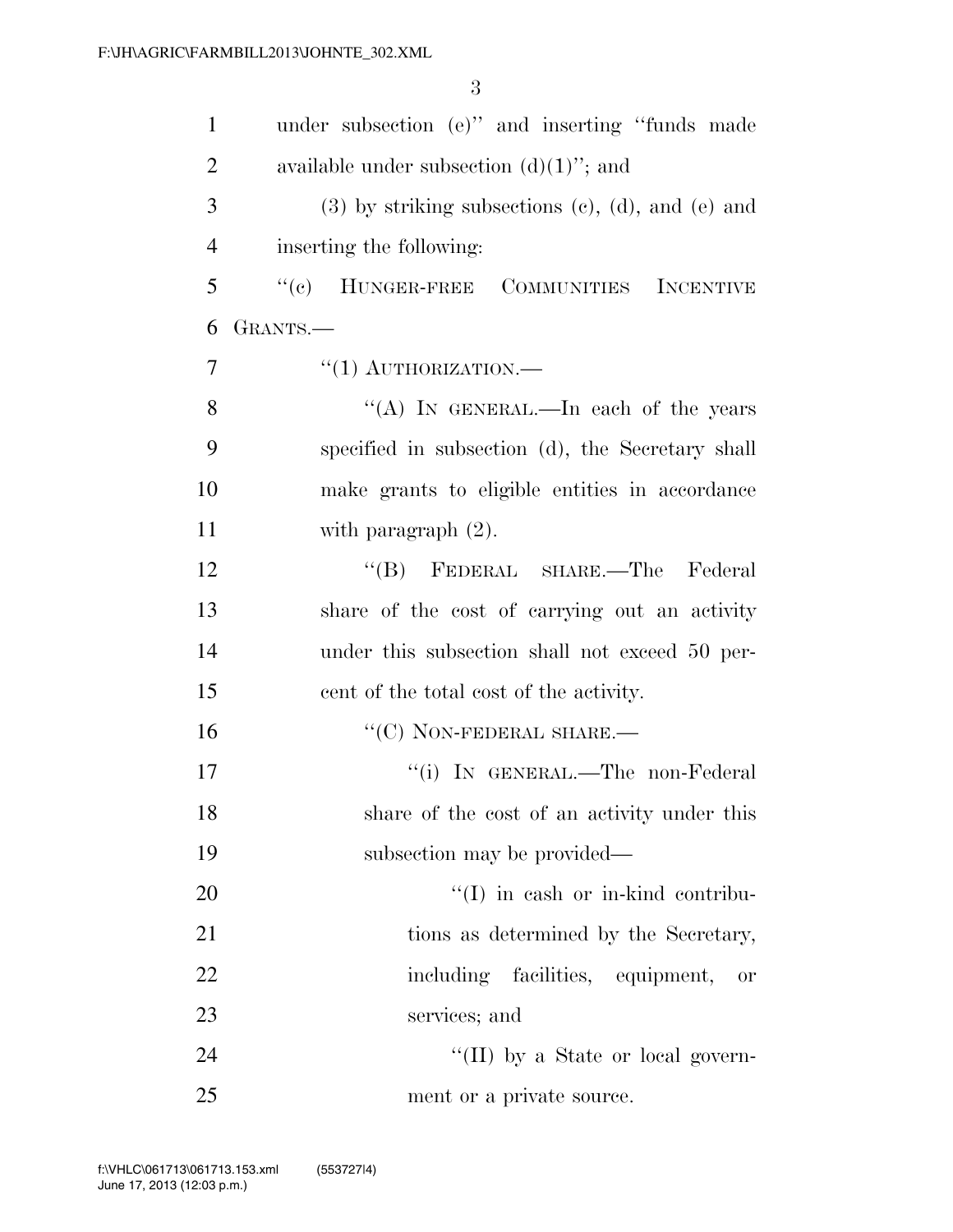under subsection (e)'' and inserting ''funds made available under subsection (d)(1)''; and

(3) by striking subsections (c), (d), and (e) and inserting the following:

''(c) HUNGER-FREE COMMUNITIES INCENTIVE GRANTS.—

''(1) AUTHORIZATION.—

''(A) IN GENERAL.—In each of the years specified in subsection (d), the Secretary shall make grants to eligible entities in accordance with paragraph (2).

''(B) FEDERAL SHARE.—The Federal share of the cost of carrying out an activity under this subsection shall not exceed 50 percent of the total cost of the activity.

''(C) NON-FEDERAL SHARE.—

''(i) IN GENERAL.—The non-Federal share of the cost of an activity under this subsection may be provided—

''(I) in cash or in-kind contributions as determined by the Secretary, including facilities, equipment, or services; and

''(II) by a State or local government or a private source.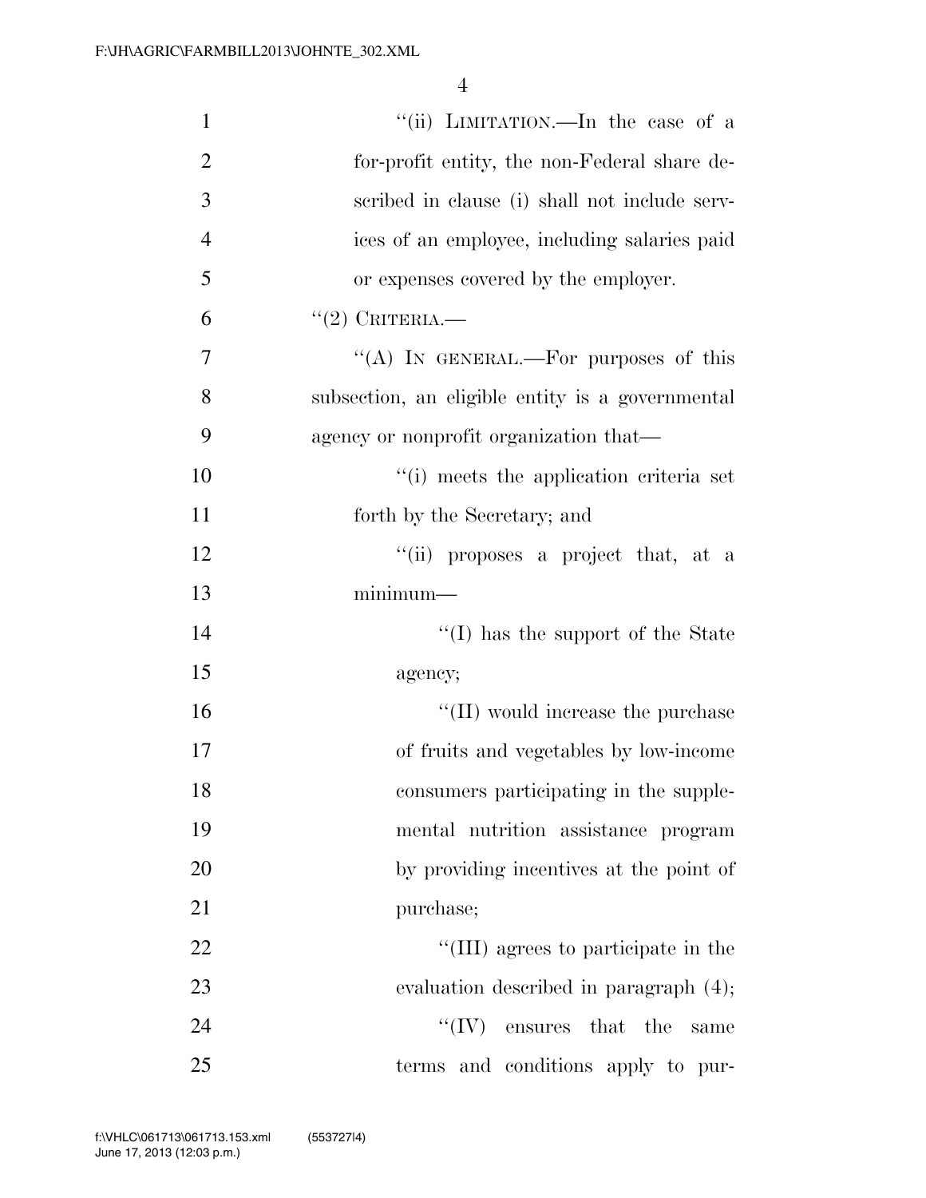"(ii) LIMITATION.—In the case of a for-profit entity, the non-Federal share described in clause (i) shall not include services of an employee, including salaries paid or expenses covered by the employer.

"(2) CRITERIA.—

"(A) IN GENERAL.—For purposes of this subsection, an eligible entity is a governmental agency or nonprofit organization that—

"(i) meets the application criteria set forth by the Secretary; and

"(ii) proposes a project that, at a minimum—

"(I) has the support of the State agency;

"(II) would increase the purchase of fruits and vegetables by low-income consumers participating in the supplemental nutrition assistance program by providing incentives at the point of purchase;

"(III) agrees to participate in the evaluation described in paragraph (4);

"(IV) ensures that the same terms and conditions apply to pur-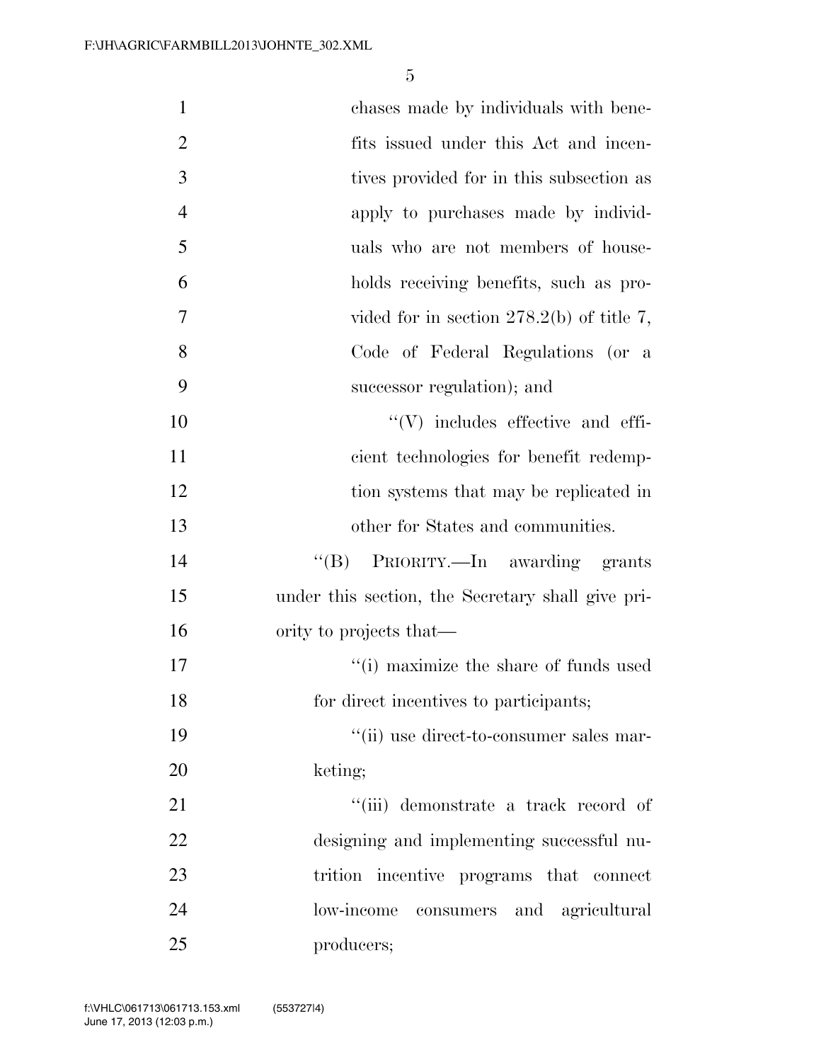chases made by individuals with benefits issued under this Act and incentives provided for in this subsection as apply to purchases made by individuals who are not members of households receiving benefits, such as provided for in section 278.2(b) of title 7, Code of Federal Regulations (or a successor regulation); and

''(V) includes effective and efficient technologies for benefit redemption systems that may be replicated in other for States and communities.

''(B) PRIORITY.—In awarding grants under this section, the Secretary shall give priority to projects that—

''(i) maximize the share of funds used for direct incentives to participants;

''(ii) use direct-to-consumer sales marketing;

''(iii) demonstrate a track record of designing and implementing successful nutrition incentive programs that connect low-income consumers and agricultural producers;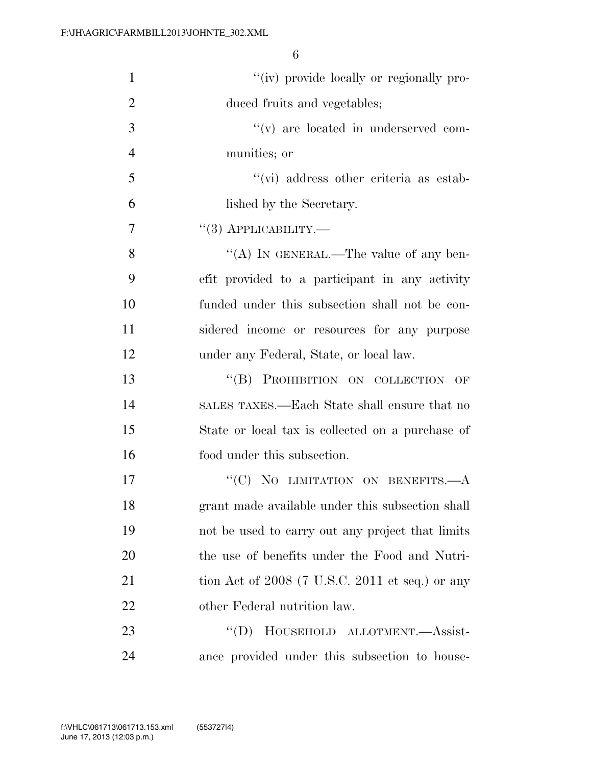"(iv) provide locally or regionally produced fruits and vegetables;

"(v) are located in underserved communities; or

"(vi) address other criteria as established by the Secretary.

"(3) APPLICABILITY.—

"(A) IN GENERAL.—The value of any benefit provided to a participant in any activity funded under this subsection shall not be considered income or resources for any purpose under any Federal, State, or local law.

"(B) PROHIBITION ON COLLECTION OF SALES TAXES.—Each State shall ensure that no State or local tax is collected on a purchase of food under this subsection.

"(C) NO LIMITATION ON BENEFITS.—A grant made available under this subsection shall not be used to carry out any project that limits the use of benefits under the Food and Nutrition Act of 2008 (7 U.S.C. 2011 et seq.) or any other Federal nutrition law.

"(D) HOUSEHOLD ALLOTMENT.—Assistance provided under this subsection to house-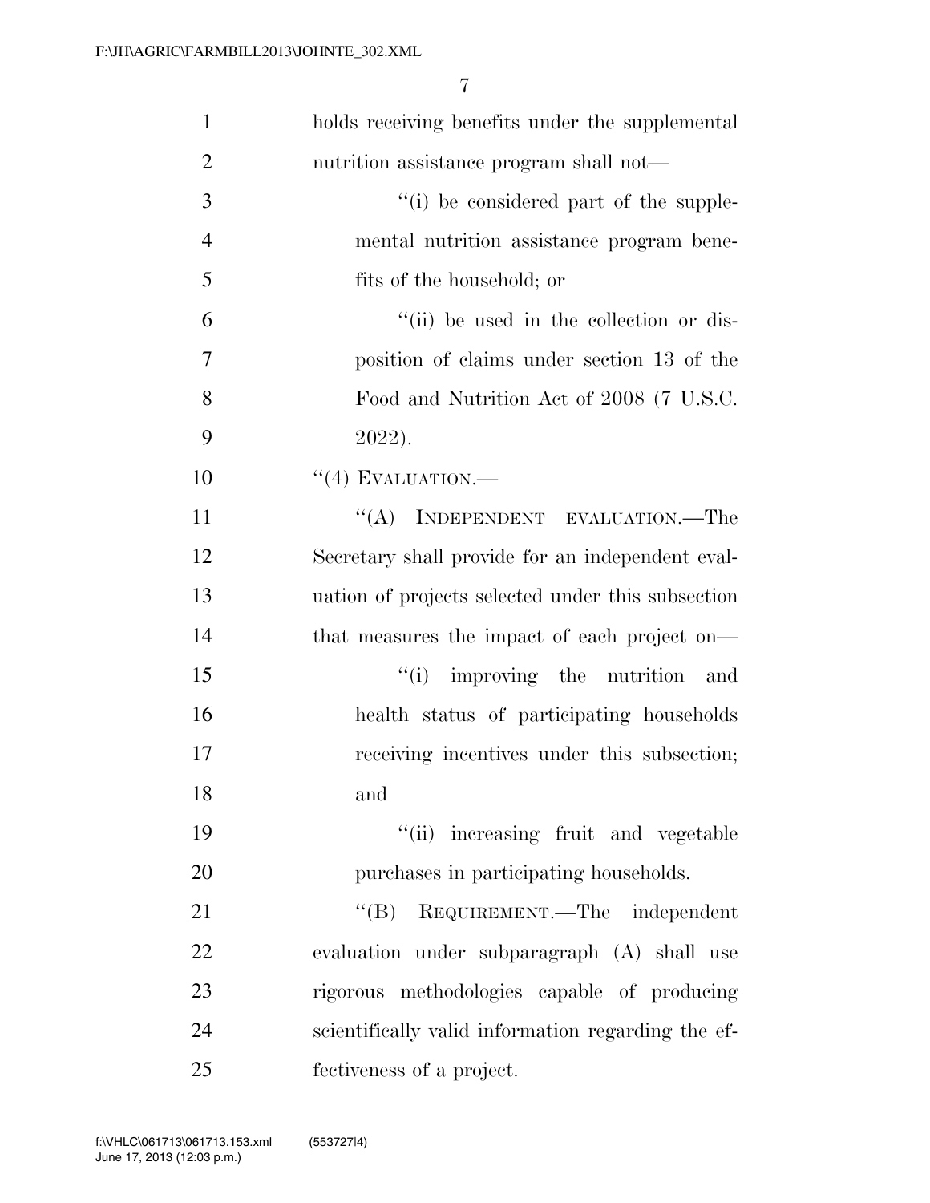holds receiving benefits under the supplemental nutrition assistance program shall not—

''(i) be considered part of the supplemental nutrition assistance program benefits of the household; or

''(ii) be used in the collection or disposition of claims under section 13 of the Food and Nutrition Act of 2008 (7 U.S.C. 2022).

''(4) EVALUATION.—

''(A) INDEPENDENT EVALUATION.—The Secretary shall provide for an independent evaluation of projects selected under this subsection that measures the impact of each project on—

''(i) improving the nutrition and health status of participating households receiving incentives under this subsection; and

''(ii) increasing fruit and vegetable purchases in participating households.

''(B) REQUIREMENT.—The independent evaluation under subparagraph (A) shall use rigorous methodologies capable of producing scientifically valid information regarding the effectiveness of a project.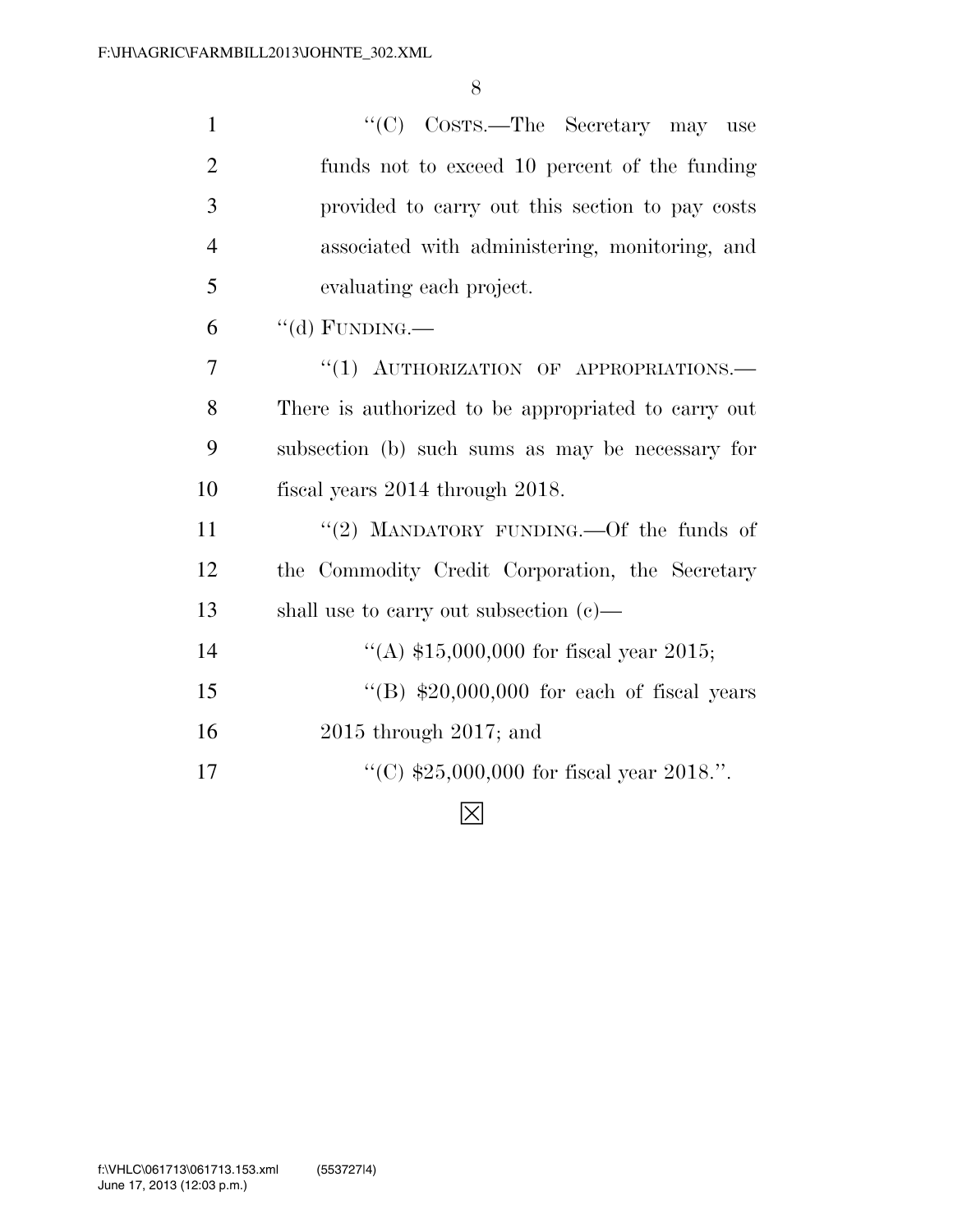''(C) COSTS.—The Secretary may use funds not to exceed 10 percent of the funding provided to carry out this section to pay costs associated with administering, monitoring, and evaluating each project.

''(d) FUNDING.—

''(1) AUTHORIZATION OF APPROPRIATIONS.—There is authorized to be appropriated to carry out subsection (b) such sums as may be necessary for fiscal years 2014 through 2018.

''(2) MANDATORY FUNDING.—Of the funds of the Commodity Credit Corporation, the Secretary shall use to carry out subsection (c)—

''(A) $15,000,000 for fiscal year 2015;

''(B) $20,000,000 for each of fiscal years 2015 through 2017; and

''(C) $25,000,000 for fiscal year 2018.''.